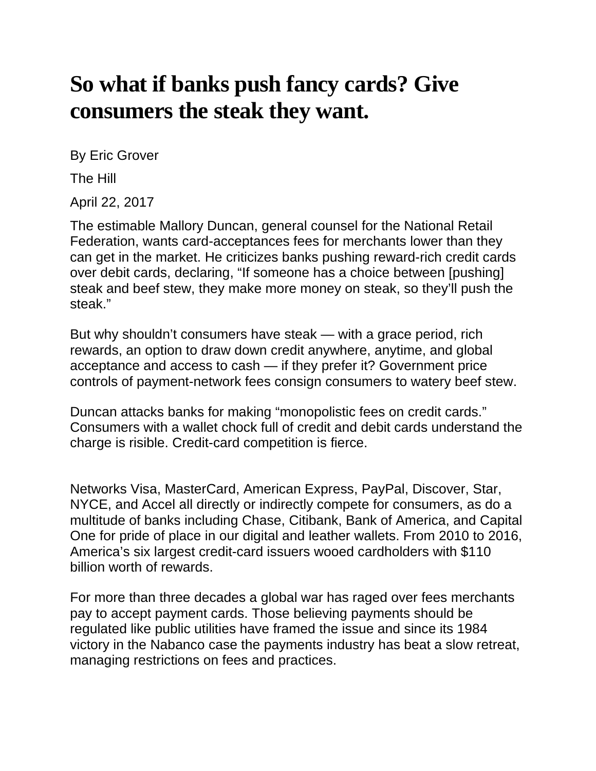# So what if banks push fancy cards? Give consumers the steak they want.

By Eric Grover

The Hill

April 22, 2017

The estimable Mallory Duncan, general counsel for the National Retail Federation, wants card-acceptances fees for merchants lower than they can get in the market. He criticizes banks pushing reward-rich credit cards over debit cards, declaring, "If someone has a choice between [pushing] steak and beef stew, they make more money on steak, so they'll push the steak."

But why shouldn't consumers have steak — with a grace period, rich rewards, an option to draw down credit anywhere, anytime, and global acceptance and access to cash — if they prefer it? Government price controls of payment-network fees consign consumers to watery beef stew.

Duncan attacks banks for making "monopolistic fees on credit cards." Consumers with a wallet chock full of credit and debit cards understand the charge is risible. Credit-card competition is fierce.

Networks Visa, MasterCard, American Express, PayPal, Discover, Star, NYCE, and Accel all directly or indirectly compete for consumers, as do a multitude of banks including Chase, Citibank, Bank of America, and Capital One for pride of place in our digital and leather wallets. From 2010 to 2016, America's six largest credit-card issuers wooed cardholders with $110 billion worth of rewards.

For more than three decades a global war has raged over fees merchants pay to accept payment cards. Those believing payments should be regulated like public utilities have framed the issue and since its 1984 victory in the Nabanco case the payments industry has beat a slow retreat, managing restrictions on fees and practices.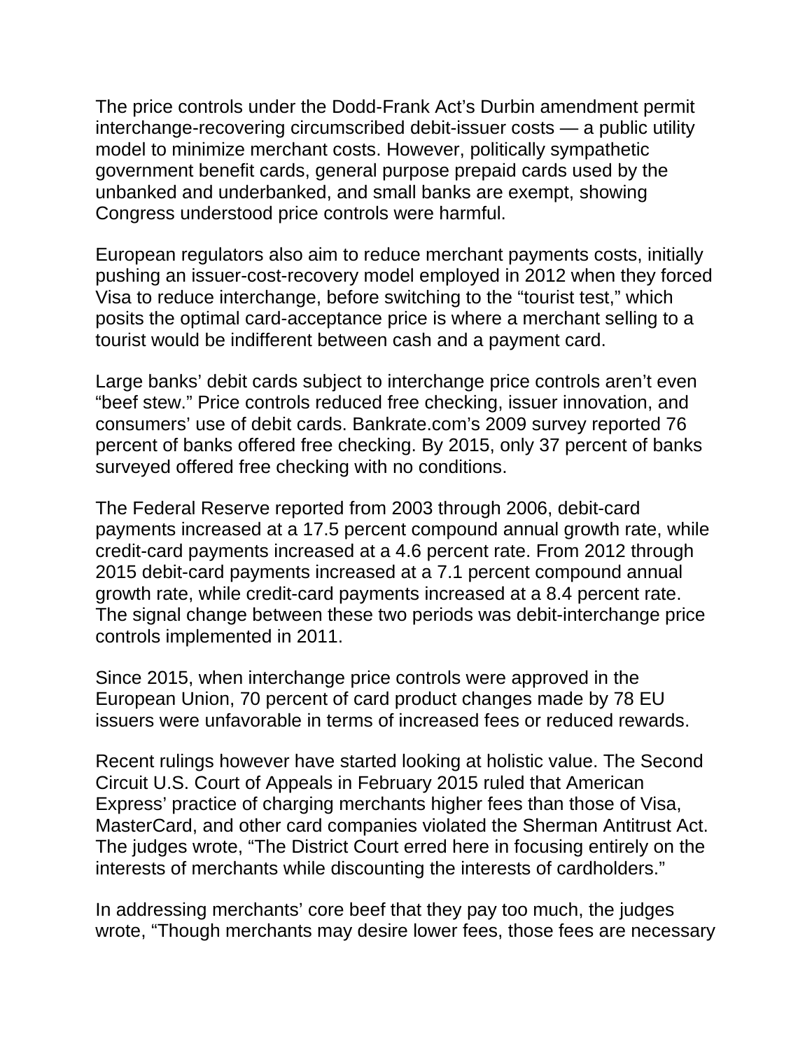The price controls under the Dodd-Frank Act's Durbin amendment permit interchange-recovering circumscribed debit-issuer costs — a public utility model to minimize merchant costs. However, politically sympathetic government benefit cards, general purpose prepaid cards used by the unbanked and underbanked, and small banks are exempt, showing Congress understood price controls were harmful.

European regulators also aim to reduce merchant payments costs, initially pushing an issuer-cost-recovery model employed in 2012 when they forced Visa to reduce interchange, before switching to the "tourist test," which posits the optimal card-acceptance price is where a merchant selling to a tourist would be indifferent between cash and a payment card.

Large banks' debit cards subject to interchange price controls aren't even "beef stew." Price controls reduced free checking, issuer innovation, and consumers' use of debit cards. Bankrate.com's 2009 survey reported 76 percent of banks offered free checking. By 2015, only 37 percent of banks surveyed offered free checking with no conditions.

The Federal Reserve reported from 2003 through 2006, debit-card payments increased at a 17.5 percent compound annual growth rate, while credit-card payments increased at a 4.6 percent rate. From 2012 through 2015 debit-card payments increased at a 7.1 percent compound annual growth rate, while credit-card payments increased at a 8.4 percent rate. The signal change between these two periods was debit-interchange price controls implemented in 2011.

Since 2015, when interchange price controls were approved in the European Union, 70 percent of card product changes made by 78 EU issuers were unfavorable in terms of increased fees or reduced rewards.

Recent rulings however have started looking at holistic value. The Second Circuit U.S. Court of Appeals in February 2015 ruled that American Express' practice of charging merchants higher fees than those of Visa, MasterCard, and other card companies violated the Sherman Antitrust Act. The judges wrote, "The District Court erred here in focusing entirely on the interests of merchants while discounting the interests of cardholders."

In addressing merchants' core beef that they pay too much, the judges wrote, "Though merchants may desire lower fees, those fees are necessary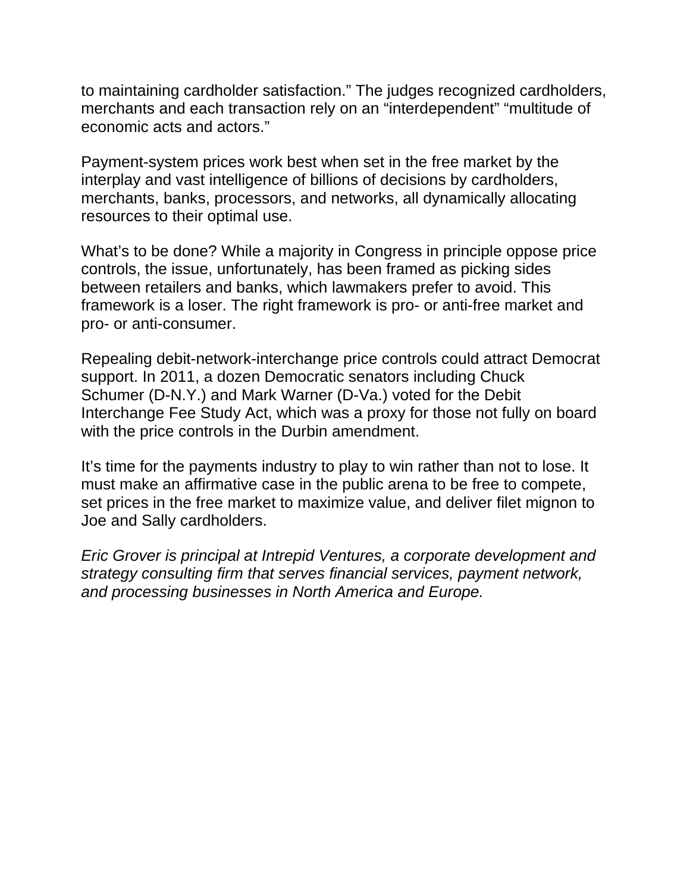to maintaining cardholder satisfaction." The judges recognized cardholders, merchants and each transaction rely on an "interdependent" "multitude of economic acts and actors."

Payment-system prices work best when set in the free market by the interplay and vast intelligence of billions of decisions by cardholders, merchants, banks, processors, and networks, all dynamically allocating resources to their optimal use.

What's to be done? While a majority in Congress in principle oppose price controls, the issue, unfortunately, has been framed as picking sides between retailers and banks, which lawmakers prefer to avoid. This framework is a loser. The right framework is pro- or anti-free market and pro- or anti-consumer.

Repealing debit-network-interchange price controls could attract Democrat support. In 2011, a dozen Democratic senators including Chuck Schumer (D-N.Y.) and Mark Warner (D-Va.) voted for the Debit Interchange Fee Study Act, which was a proxy for those not fully on board with the price controls in the Durbin amendment.

It's time for the payments industry to play to win rather than not to lose. It must make an affirmative case in the public arena to be free to compete, set prices in the free market to maximize value, and deliver filet mignon to Joe and Sally cardholders.

*Eric Grover is principal at Intrepid Ventures, a corporate development and strategy consulting firm that serves financial services, payment network, and processing businesses in North America and Europe.*